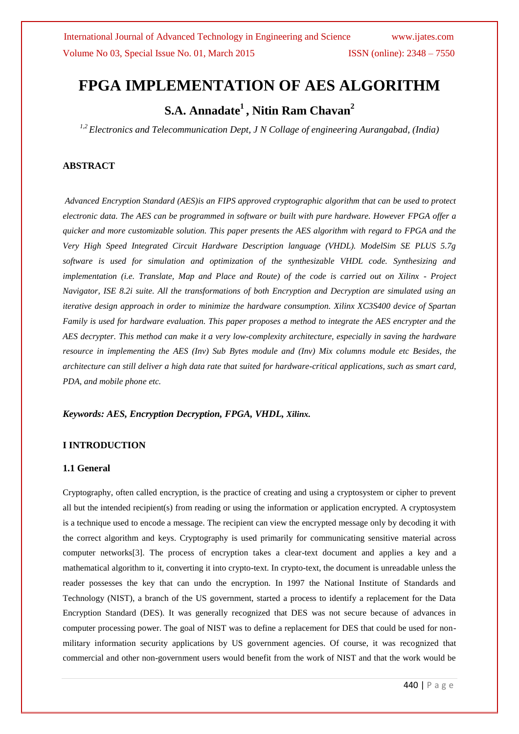# FPGA IMPLEMENTATION OF AES ALGORITHM

## S.A. Annadate[1] , Nitin Ram Chavan[2]

*[1,2] Electronics and Telecommunication Dept, J N Collage of engineering Aurangabad, (India)*

### ABSTRACT

*Advanced Encryption Standard (AES)is an FIPS approved cryptographic algorithm that can be used to protect electronic data. The AES can be programmed in software or built with pure hardware. However FPGA offer a quicker and more customizable solution. This paper presents the AES algorithm with regard to FPGA and the Very High Speed Integrated Circuit Hardware Description language (VHDL). ModelSim SE PLUS 5.7g software is used for simulation and optimization of the synthesizable VHDL code. Synthesizing and implementation (i.e. Translate, Map and Place and Route) of the code is carried out on Xilinx - Project Navigator, ISE 8.2i suite. All the transformations of both Encryption and Decryption are simulated using an iterative design approach in order to minimize the hardware consumption. Xilinx XC3S400 device of Spartan Family is used for hardware evaluation. This paper proposes a method to integrate the AES encrypter and the AES decrypter. This method can make it a very low-complexity architecture, especially in saving the hardware resource in implementing the AES (Inv) Sub Bytes module and (Inv) Mix columns module etc Besides, the architecture can still deliver a high data rate that suited for hardware-critical applications, such as smart card, PDA, and mobile phone etc.*

***Keywords: AES, Encryption Decryption, FPGA, VHDL, Xilinx.***

### I INTRODUCTION

#### 1.1 General

Cryptography, often called encryption, is the practice of creating and using a cryptosystem or cipher to prevent all but the intended recipient(s) from reading or using the information or application encrypted. A cryptosystem is a technique used to encode a message. The recipient can view the encrypted message only by decoding it with the correct algorithm and keys. Cryptography is used primarily for communicating sensitive material across computer networks[3]. The process of encryption takes a clear-text document and applies a key and a mathematical algorithm to it, converting it into crypto-text. In crypto-text, the document is unreadable unless the reader possesses the key that can undo the encryption. In 1997 the National Institute of Standards and Technology (NIST), a branch of the US government, started a process to identify a replacement for the Data Encryption Standard (DES). It was generally recognized that DES was not secure because of advances in computer processing power. The goal of NIST was to define a replacement for DES that could be used for non-military information security applications by US government agencies. Of course, it was recognized that commercial and other non-government users would benefit from the work of NIST and that the work would be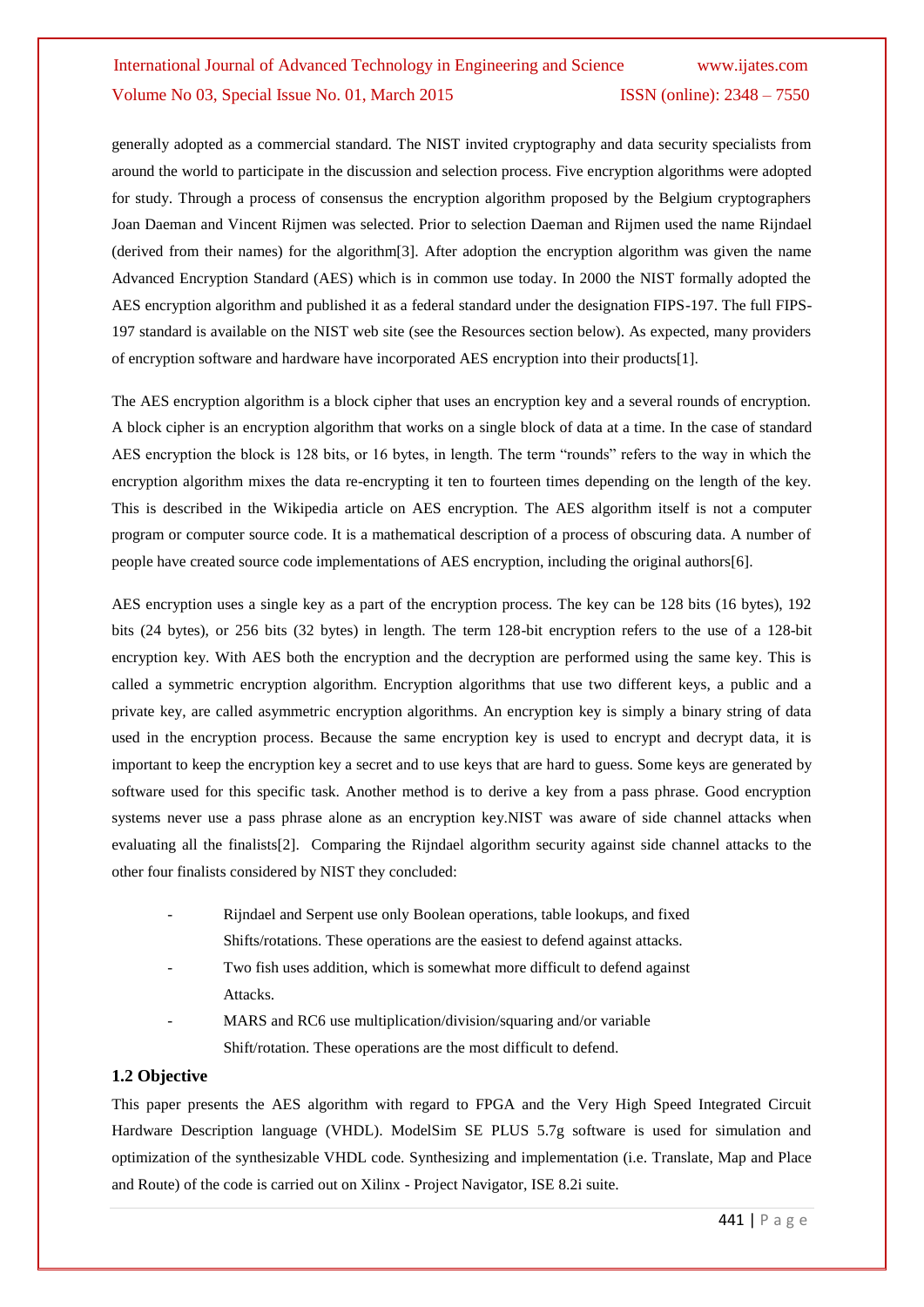generally adopted as a commercial standard. The NIST invited cryptography and data security specialists from around the world to participate in the discussion and selection process. Five encryption algorithms were adopted for study. Through a process of consensus the encryption algorithm proposed by the Belgium cryptographers Joan Daeman and Vincent Rijmen was selected. Prior to selection Daeman and Rijmen used the name Rijndael (derived from their names) for the algorithm[3]. After adoption the encryption algorithm was given the name Advanced Encryption Standard (AES) which is in common use today. In 2000 the NIST formally adopted the AES encryption algorithm and published it as a federal standard under the designation FIPS-197. The full FIPS-197 standard is available on the NIST web site (see the Resources section below). As expected, many providers of encryption software and hardware have incorporated AES encryption into their products[1].

The AES encryption algorithm is a block cipher that uses an encryption key and a several rounds of encryption. A block cipher is an encryption algorithm that works on a single block of data at a time. In the case of standard AES encryption the block is 128 bits, or 16 bytes, in length. The term "rounds" refers to the way in which the encryption algorithm mixes the data re-encrypting it ten to fourteen times depending on the length of the key. This is described in the Wikipedia article on AES encryption. The AES algorithm itself is not a computer program or computer source code. It is a mathematical description of a process of obscuring data. A number of people have created source code implementations of AES encryption, including the original authors[6].

AES encryption uses a single key as a part of the encryption process. The key can be 128 bits (16 bytes), 192 bits (24 bytes), or 256 bits (32 bytes) in length. The term 128-bit encryption refers to the use of a 128-bit encryption key. With AES both the encryption and the decryption are performed using the same key. This is called a symmetric encryption algorithm. Encryption algorithms that use two different keys, a public and a private key, are called asymmetric encryption algorithms. An encryption key is simply a binary string of data used in the encryption process. Because the same encryption key is used to encrypt and decrypt data, it is important to keep the encryption key a secret and to use keys that are hard to guess. Some keys are generated by software used for this specific task. Another method is to derive a key from a pass phrase. Good encryption systems never use a pass phrase alone as an encryption key.NIST was aware of side channel attacks when evaluating all the finalists[2]. Comparing the Rijndael algorithm security against side channel attacks to the other four finalists considered by NIST they concluded:

- Rijndael and Serpent use only Boolean operations, table lookups, and fixed Shifts/rotations. These operations are the easiest to defend against attacks.
- Two fish uses addition, which is somewhat more difficult to defend against Attacks.
- MARS and RC6 use multiplication/division/squaring and/or variable Shift/rotation. These operations are the most difficult to defend.

### 1.2 Objective

This paper presents the AES algorithm with regard to FPGA and the Very High Speed Integrated Circuit Hardware Description language (VHDL). ModelSim SE PLUS 5.7g software is used for simulation and optimization of the synthesizable VHDL code. Synthesizing and implementation (i.e. Translate, Map and Place and Route) of the code is carried out on Xilinx - Project Navigator, ISE 8.2i suite.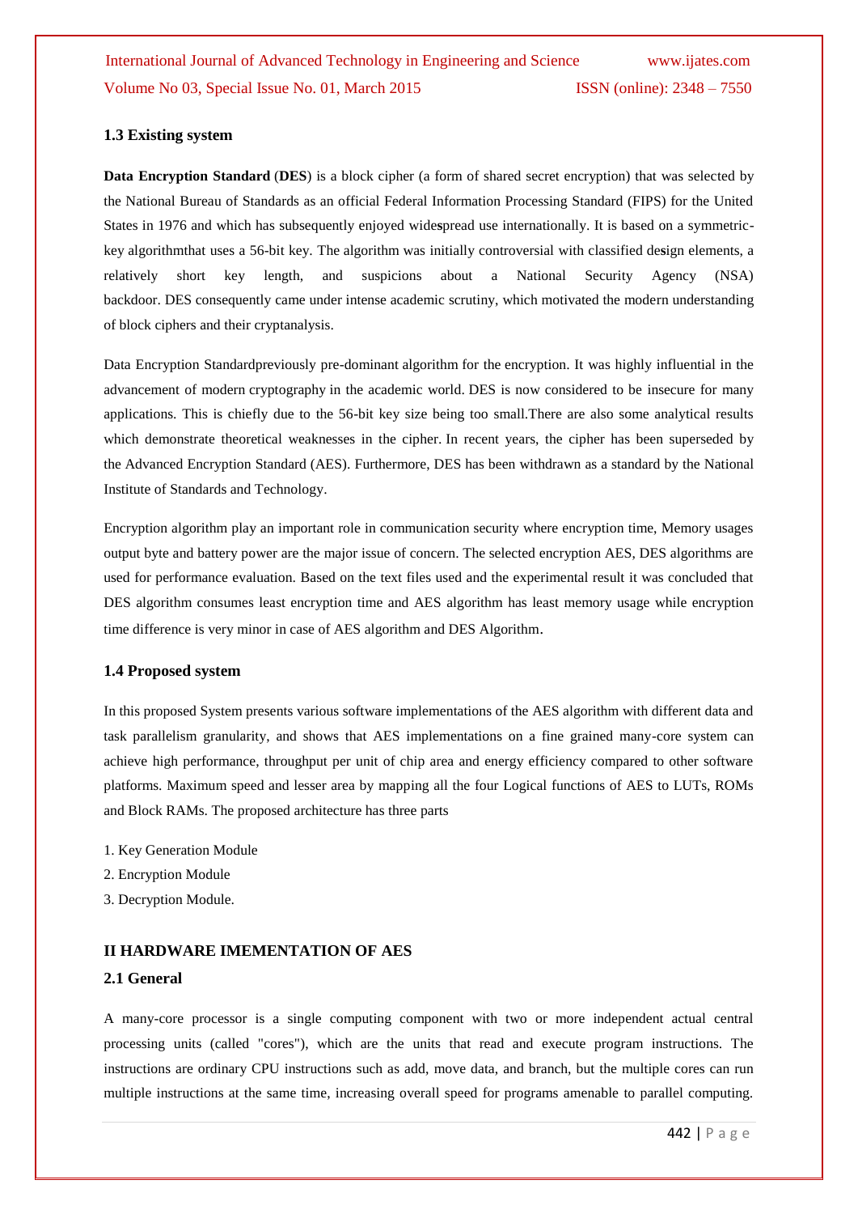### 1.3 Existing system

**Data Encryption Standard** (**DES**) is a block cipher (a form of shared secret encryption) that was selected by the National Bureau of Standards as an official Federal Information Processing Standard (FIPS) for the United States in 1976 and which has subsequently enjoyed widespread use internationally. It is based on a symmetric-key algorithmthat uses a 56-bit key. The algorithm was initially controversial with classified design elements, a relatively short key length, and suspicions about a National Security Agency (NSA) backdoor. DES consequently came under intense academic scrutiny, which motivated the modern understanding of block ciphers and their cryptanalysis.

Data Encryption Standardpreviously pre-dominant algorithm for the encryption. It was highly influential in the advancement of modern cryptography in the academic world. DES is now considered to be insecure for many applications. This is chiefly due to the 56-bit key size being too small.There are also some analytical results which demonstrate theoretical weaknesses in the cipher. In recent years, the cipher has been superseded by the Advanced Encryption Standard (AES). Furthermore, DES has been withdrawn as a standard by the National Institute of Standards and Technology.

Encryption algorithm play an important role in communication security where encryption time, Memory usages output byte and battery power are the major issue of concern. The selected encryption AES, DES algorithms are used for performance evaluation. Based on the text files used and the experimental result it was concluded that DES algorithm consumes least encryption time and AES algorithm has least memory usage while encryption time difference is very minor in case of AES algorithm and DES Algorithm.

### 1.4 Proposed system

In this proposed System presents various software implementations of the AES algorithm with different data and task parallelism granularity, and shows that AES implementations on a fine grained many-core system can achieve high performance, throughput per unit of chip area and energy efficiency compared to other software platforms. Maximum speed and lesser area by mapping all the four Logical functions of AES to LUTs, ROMs and Block RAMs. The proposed architecture has three parts

1. Key Generation Module
2. Encryption Module
3. Decryption Module.

## II HARDWARE IMEMENTATION OF AES

### 2.1 General

A many-core processor is a single computing component with two or more independent actual central processing units (called "cores"), which are the units that read and execute program instructions. The instructions are ordinary CPU instructions such as add, move data, and branch, but the multiple cores can run multiple instructions at the same time, increasing overall speed for programs amenable to parallel computing.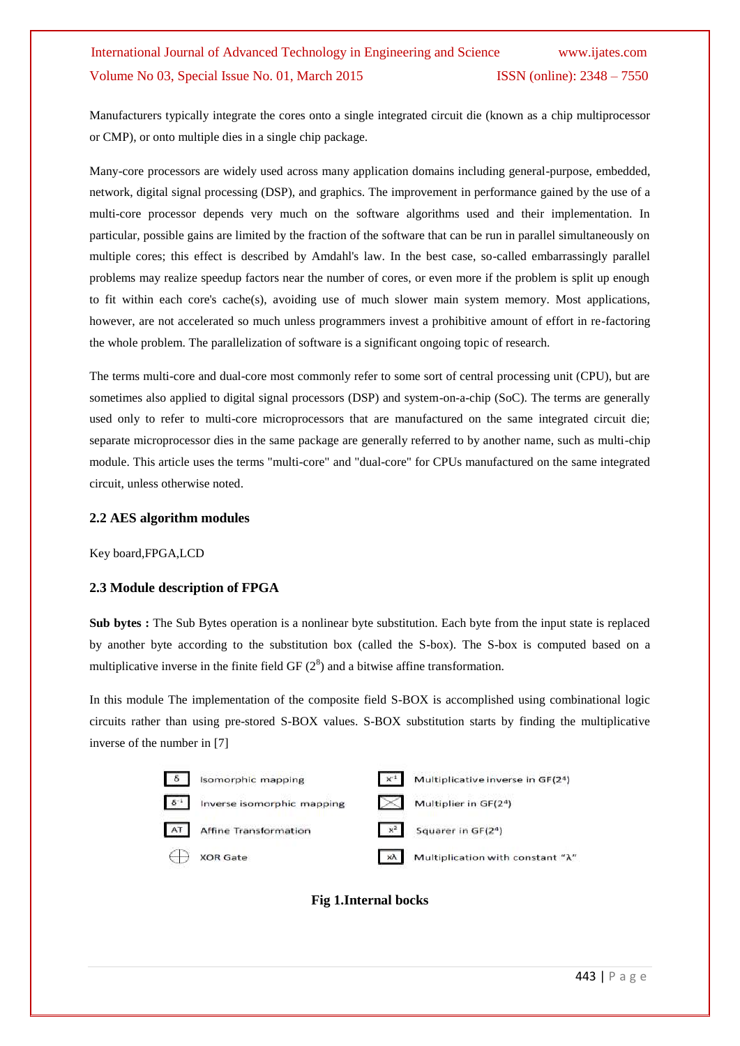Manufacturers typically integrate the cores onto a single integrated circuit die (known as a chip multiprocessor or CMP), or onto multiple dies in a single chip package.

Many-core processors are widely used across many application domains including general-purpose, embedded, network, digital signal processing (DSP), and graphics. The improvement in performance gained by the use of a multi-core processor depends very much on the software algorithms used and their implementation. In particular, possible gains are limited by the fraction of the software that can be run in parallel simultaneously on multiple cores; this effect is described by Amdahl's law. In the best case, so-called embarrassingly parallel problems may realize speedup factors near the number of cores, or even more if the problem is split up enough to fit within each core's cache(s), avoiding use of much slower main system memory. Most applications, however, are not accelerated so much unless programmers invest a prohibitive amount of effort in re-factoring the whole problem. The parallelization of software is a significant ongoing topic of research.

The terms multi-core and dual-core most commonly refer to some sort of central processing unit (CPU), but are sometimes also applied to digital signal processors (DSP) and system-on-a-chip (SoC). The terms are generally used only to refer to multi-core microprocessors that are manufactured on the same integrated circuit die; separate microprocessor dies in the same package are generally referred to by another name, such as multi-chip module. This article uses the terms "multi-core" and "dual-core" for CPUs manufactured on the same integrated circuit, unless otherwise noted.

### 2.2 AES algorithm modules

Key board,FPGA,LCD

### 2.3 Module description of FPGA

**Sub bytes :** The Sub Bytes operation is a nonlinear byte substitution. Each byte from the input state is replaced by another byte according to the substitution box (called the S-box). The S-box is computed based on a multiplicative inverse in the finite field GF ($2^8$) and a bitwise affine transformation.

In this module The implementation of the composite field S-BOX is accomplished using combinational logic circuits rather than using pre-stored S-BOX values. S-BOX substitution starts by finding the multiplicative inverse of the number in [7]

| Symbol | Description | Symbol | Description |
|---|---|---|---|
| $\delta$ | Isomorphic mapping | $x^{-1}$ | Multiplicative inverse in GF($2^4$) |
| $\delta^{-1}$ | Inverse isomorphic mapping | | Multiplier in GF($2^4$) |
| AT | Affine Transformation | $x^2$ | Squarer in GF($2^4$) |
| $\oplus$ | XOR Gate | $\times\lambda$ | Multiplication with constant "$\lambda$" |

**Fig 1.Internal bocks**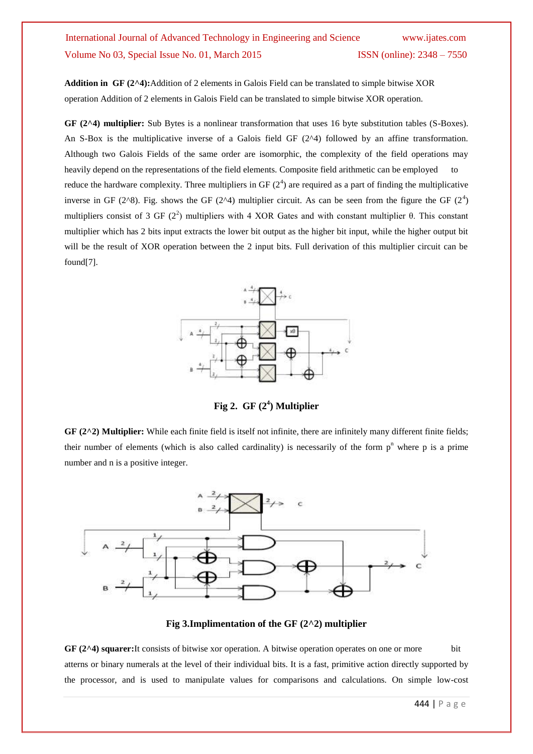**Addition in GF (2^4):**Addition of 2 elements in Galois Field can be translated to simple bitwise XOR operation Addition of 2 elements in Galois Field can be translated to simple bitwise XOR operation.

**GF (2^4) multiplier:** Sub Bytes is a nonlinear transformation that uses 16 byte substitution tables (S-Boxes). An S-Box is the multiplicative inverse of a Galois field GF (2^4) followed by an affine transformation. Although two Galois Fields of the same order are isomorphic, the complexity of the field operations may heavily depend on the representations of the field elements. Composite field arithmetic can be employed to reduce the hardware complexity. Three multipliers in GF ($2^4$) are required as a part of finding the multiplicative inverse in GF (2^8). Fig. shows the GF (2^4) multiplier circuit. As can be seen from the figure the GF ($2^4$) multipliers consist of 3 GF ($2^2$) multipliers with 4 XOR Gates and with constant multiplier θ. This constant multiplier which has 2 bits input extracts the lower bit output as the higher bit input, while the higher output bit will be the result of XOR operation between the 2 input bits. Full derivation of this multiplier circuit can be found[7].

**Fig 2. GF ($2^4$) Multiplier**

**GF (2^2) Multiplier:** While each finite field is itself not infinite, there are infinitely many different finite fields; their number of elements (which is also called cardinality) is necessarily of the form $p^n$ where p is a prime number and n is a positive integer.

**Fig 3.Implimentation of the GF (2^2) multiplier**

**GF (2^4) squarer:**It consists of bitwise xor operation. A bitwise operation operates on one or more bit atterns or binary numerals at the level of their individual bits. It is a fast, primitive action directly supported by the processor, and is used to manipulate values for comparisons and calculations. On simple low-cost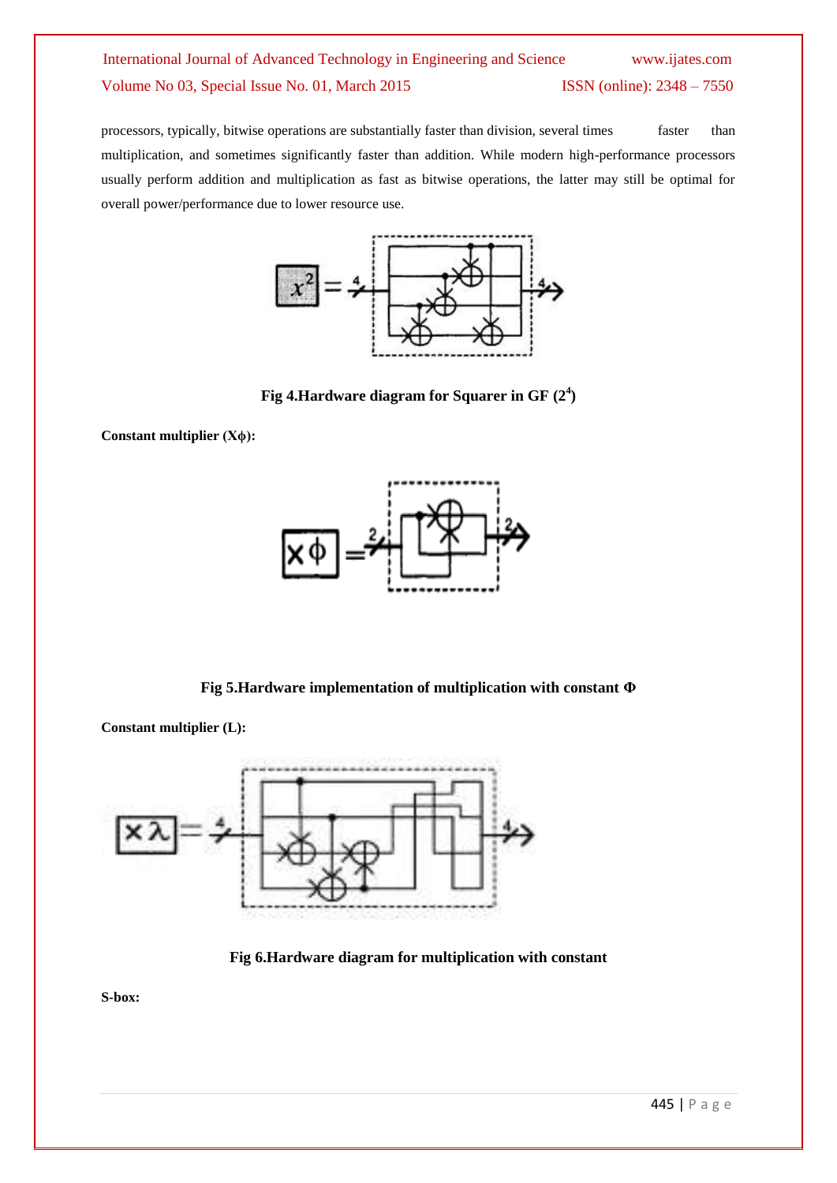processors, typically, bitwise operations are substantially faster than division, several times faster than multiplication, and sometimes significantly faster than addition. While modern high-performance processors usually perform addition and multiplication as fast as bitwise operations, the latter may still be optimal for overall power/performance due to lower resource use.

**Fig 4.Hardware diagram for Squarer in GF ($2^4$)**

**Constant multiplier (Xϕ):**

**Fig 5.Hardware implementation of multiplication with constant Φ**

**Constant multiplier (L):**

**Fig 6.Hardware diagram for multiplication with constant**

**S-box:**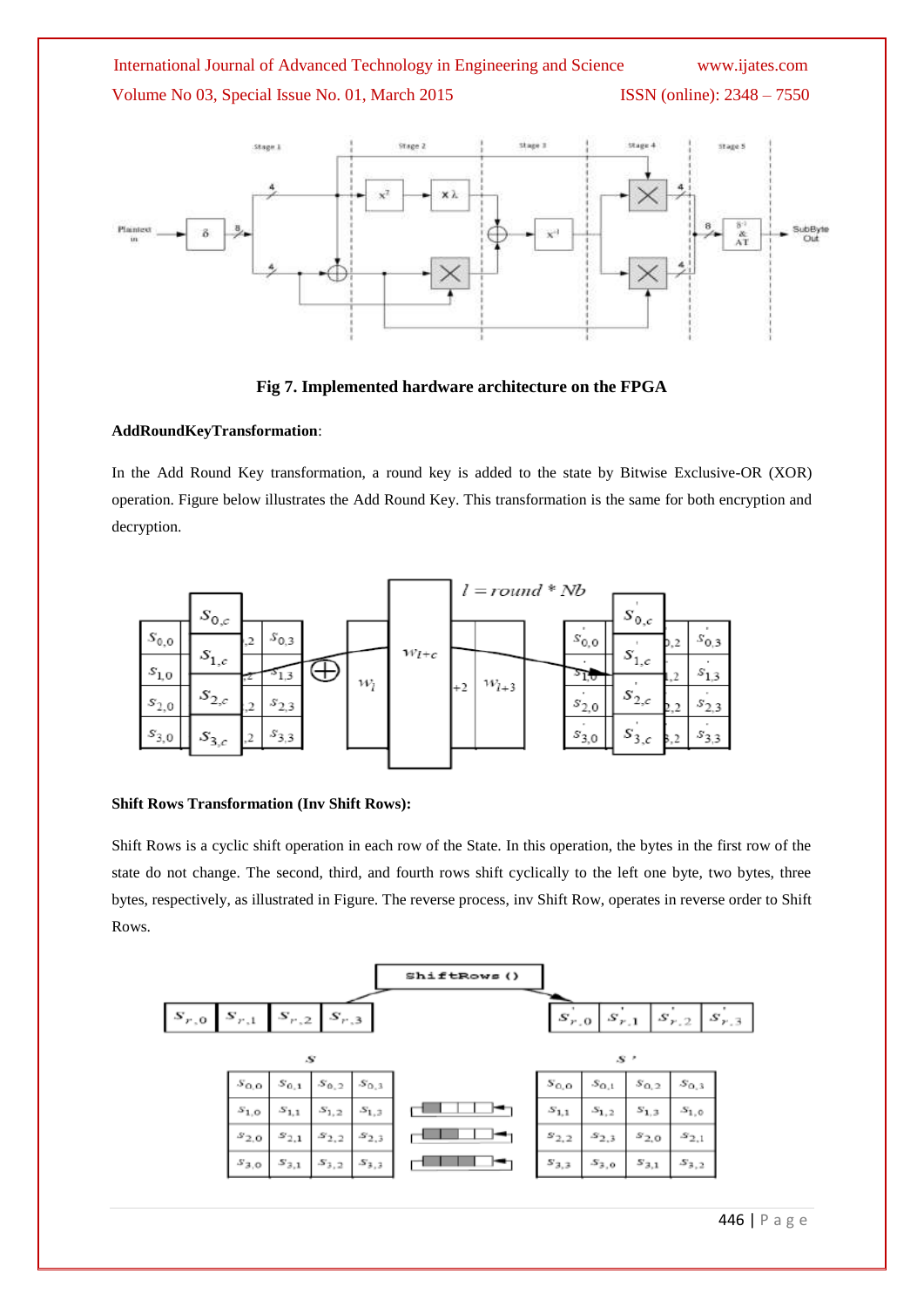**Fig 7. Implemented hardware architecture on the FPGA**

**AddRoundKeyTransformation**:

In the Add Round Key transformation, a round key is added to the state by Bitwise Exclusive-OR (XOR) operation. Figure below illustrates the Add Round Key. This transformation is the same for both encryption and decryption.

**Shift Rows Transformation (Inv Shift Rows):**

Shift Rows is a cyclic shift operation in each row of the State. In this operation, the bytes in the first row of the state do not change. The second, third, and fourth rows shift cyclically to the left one byte, two bytes, three bytes, respectively, as illustrated in Figure. The reverse process, inv Shift Row, operates in reverse order to Shift Rows.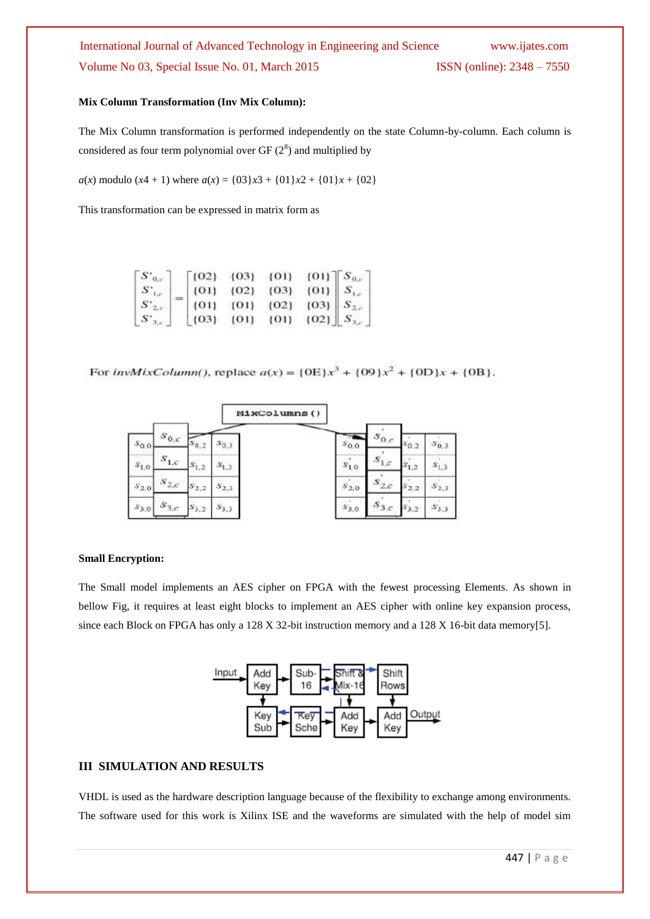**Mix Column Transformation (Inv Mix Column):**

The Mix Column transformation is performed independently on the state Column-by-column. Each column is considered as four term polynomial over GF ($2^8$) and multiplied by

$a(x)$ modulo $(x4 + 1)$ where $a(x) = \{03\}x3 + \{01\}x2 + \{01\}x + \{02\}$

This transformation can be expressed in matrix form as

$$\begin{bmatrix} S'_{0,c} \\ S'_{1,c} \\ S'_{2,c} \\ S'_{3,c} \end{bmatrix} = \begin{bmatrix} \{02\} & \{03\} & \{01\} & \{01\} \\ \{01\} & \{02\} & \{03\} & \{01\} \\ \{01\} & \{01\} & \{02\} & \{03\} \\ \{03\} & \{01\} & \{01\} & \{02\} \end{bmatrix} \begin{bmatrix} S_{0,c} \\ S_{1,c} \\ S_{2,c} \\ S_{3,c} \end{bmatrix}$$

For *invMixColumn()*, replace $a(x) = \{0E\}x^3 + \{09\}x^2 + \{0D\}x + \{0B\}$.

**Small Encryption:**

The Small model implements an AES cipher on FPGA with the fewest processing Elements. As shown in bellow Fig, it requires at least eight blocks to implement an AES cipher with online key expansion process, since each Block on FPGA has only a 128 X 32-bit instruction memory and a 128 X 16-bit data memory[5].

## III SIMULATION AND RESULTS

VHDL is used as the hardware description language because of the flexibility to exchange among environments. The software used for this work is Xilinx ISE and the waveforms are simulated with the help of model sim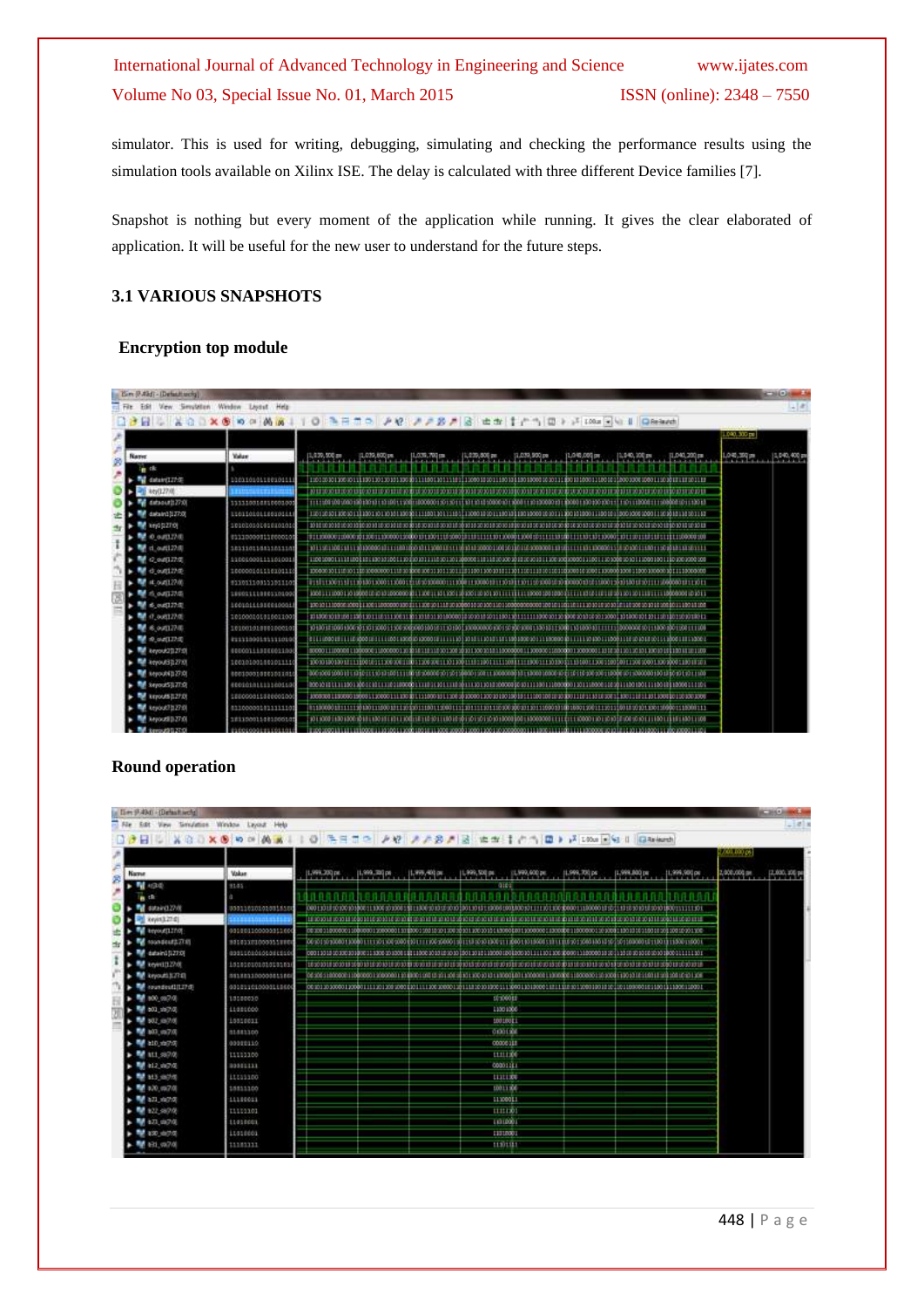simulator. This is used for writing, debugging, simulating and checking the performance results using the simulation tools available on Xilinx ISE. The delay is calculated with three different Device families [7].

Snapshot is nothing but every moment of the application while running. It gives the clear elaborated of application. It will be useful for the new user to understand for the future steps.

### 3.1 VARIOUS SNAPSHOTS

#### Encryption top module

#### Round operation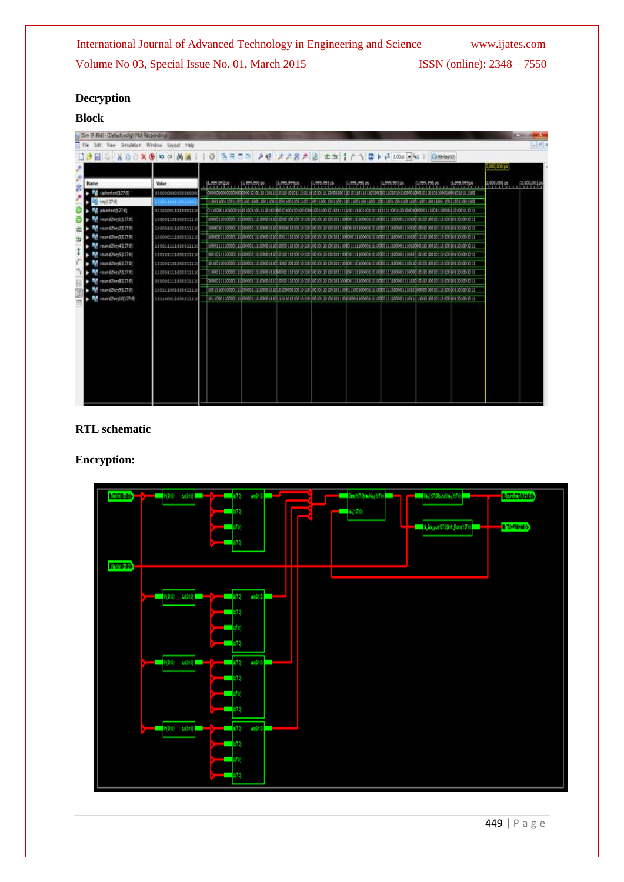**Decryption**

**Block**

**RTL schematic**

**Encryption:**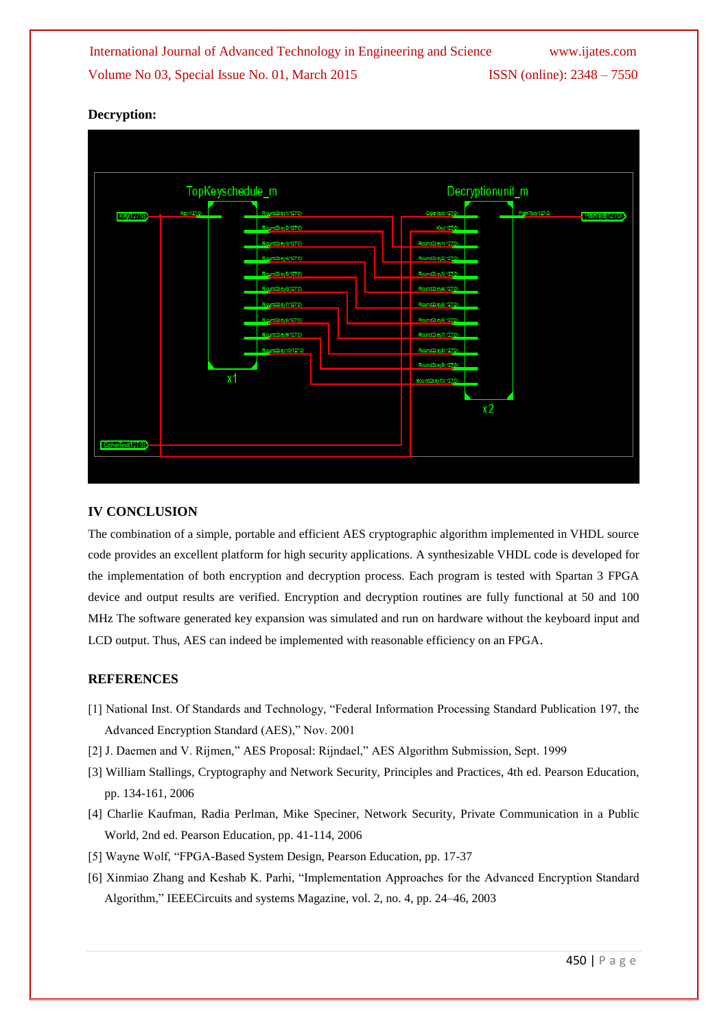**Decryption:**

## IV CONCLUSION

The combination of a simple, portable and efficient AES cryptographic algorithm implemented in VHDL source code provides an excellent platform for high security applications. A synthesizable VHDL code is developed for the implementation of both encryption and decryption process. Each program is tested with Spartan 3 FPGA device and output results are verified. Encryption and decryption routines are fully functional at 50 and 100 MHz The software generated key expansion was simulated and run on hardware without the keyboard input and LCD output. Thus, AES can indeed be implemented with reasonable efficiency on an FPGA.

## REFERENCES

[1] National Inst. Of Standards and Technology, "Federal Information Processing Standard Publication 197, the Advanced Encryption Standard (AES)," Nov. 2001

[2] J. Daemen and V. Rijmen," AES Proposal: Rijndael," AES Algorithm Submission, Sept. 1999

[3] William Stallings, Cryptography and Network Security, Principles and Practices, 4th ed. Pearson Education, pp. 134-161, 2006

[4] Charlie Kaufman, Radia Perlman, Mike Speciner, Network Security, Private Communication in a Public World, 2nd ed. Pearson Education, pp. 41-114, 2006

[5] Wayne Wolf, "FPGA-Based System Design, Pearson Education, pp. 17-37

[6] Xinmiao Zhang and Keshab K. Parhi, "Implementation Approaches for the Advanced Encryption Standard Algorithm," IEEECircuits and systems Magazine, vol. 2, no. 4, pp. 24–46, 2003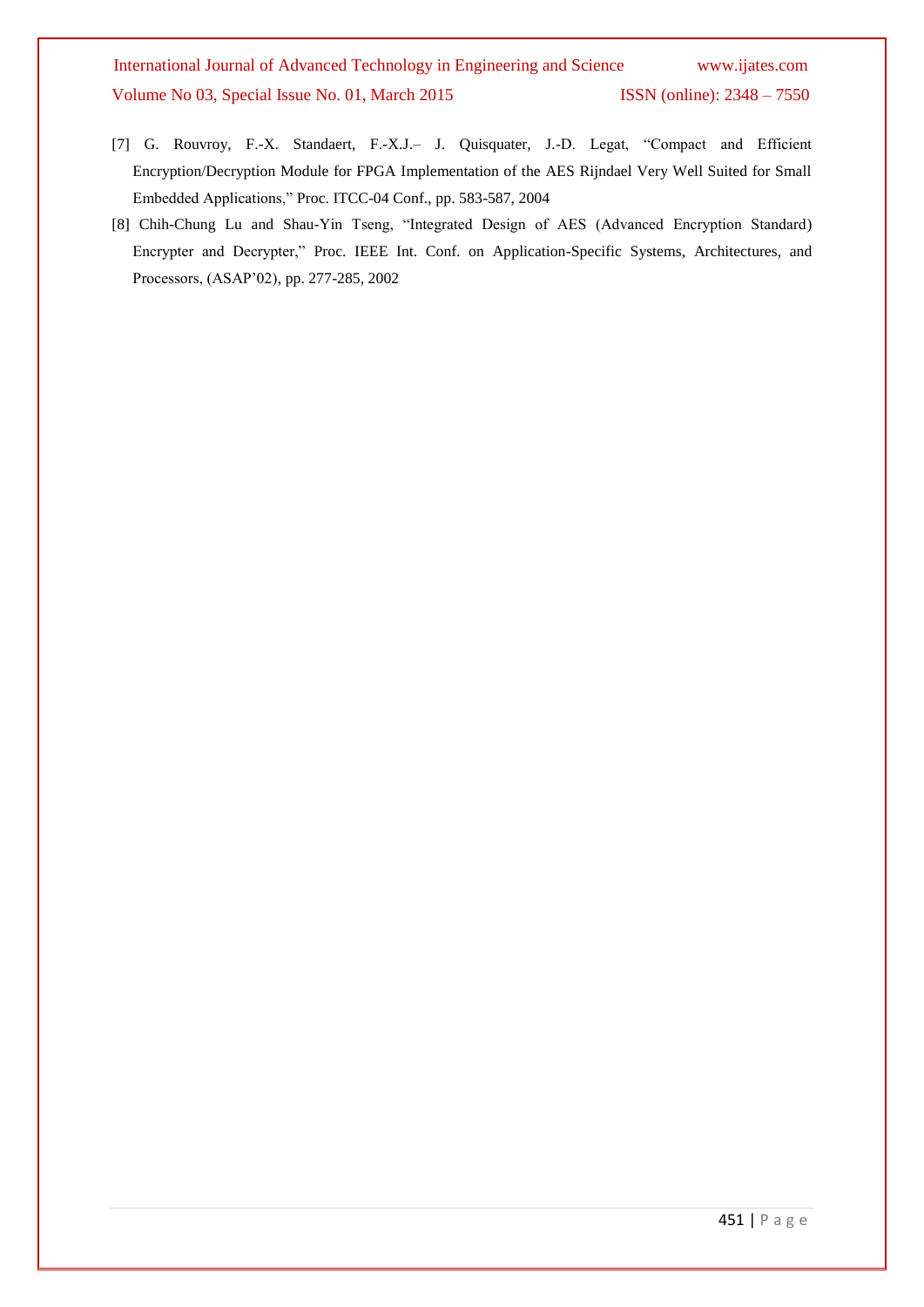[7] G. Rouvroy, F.-X. Standaert, F.-X.J.– J. Quisquater, J.-D. Legat, “Compact and Efficient Encryption/Decryption Module for FPGA Implementation of the AES Rijndael Very Well Suited for Small Embedded Applications,” Proc. ITCC-04 Conf., pp. 583-587, 2004

[8] Chih-Chung Lu and Shau-Yin Tseng, “Integrated Design of AES (Advanced Encryption Standard) Encrypter and Decrypter,” Proc. IEEE Int. Conf. on Application-Specific Systems, Architectures, and Processors, (ASAP’02), pp. 277-285, 2002